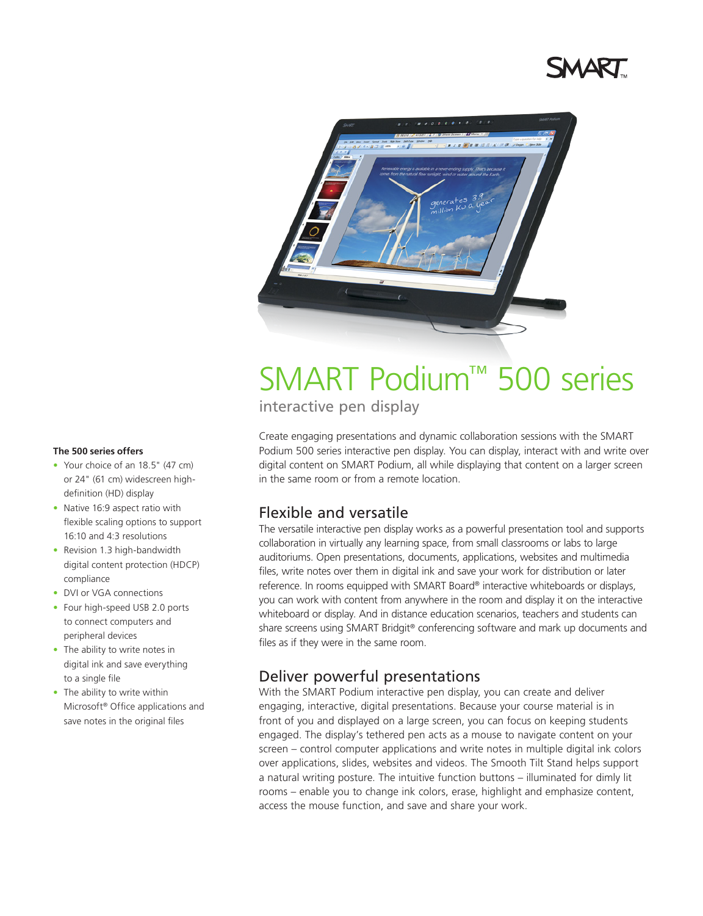SMART

# SMART Podium™ 500 series

## interactive pen display

Create engaging presentations and dynamic collaboration sessions with the SMART Podium 500 series interactive pen display. You can display, interact with and write over digital content on SMART Podium, all while displaying that content on a larger screen in the same room or from a remote location.

### Flexible and versatile

The versatile interactive pen display works as a powerful presentation tool and supports collaboration in virtually any learning space, from small classrooms or labs to large auditoriums. Open presentations, documents, applications, websites and multimedia files, write notes over them in digital ink and save your work for distribution or later reference. In rooms equipped with SMART Board® interactive whiteboards or displays, you can work with content from anywhere in the room and display it on the interactive whiteboard or display. And in distance education scenarios, teachers and students can share screens using SMART Bridgit® conferencing software and mark up documents and files as if they were in the same room.

### Deliver powerful presentations

With the SMART Podium interactive pen display, you can create and deliver engaging, interactive, digital presentations. Because your course material is in front of you and displayed on a large screen, you can focus on keeping students engaged. The display's tethered pen acts as a mouse to navigate content on your screen – control computer applications and write notes in multiple digital ink colors over applications, slides, websites and videos. The Smooth Tilt Stand helps support a natural writing posture. The intuitive function buttons – illuminated for dimly lit rooms – enable you to change ink colors, erase, highlight and emphasize content, access the mouse function, and save and share your work.

**The 500 series offers**

- Your choice of an 18.5" (47 cm) or 24" (61 cm) widescreen high-definition (HD) display
- Native 16:9 aspect ratio with flexible scaling options to support 16:10 and 4:3 resolutions
- Revision 1.3 high-bandwidth digital content protection (HDCP) compliance
- DVI or VGA connections
- Four high-speed USB 2.0 ports to connect computers and peripheral devices
- The ability to write notes in digital ink and save everything to a single file
- The ability to write within Microsoft® Office applications and save notes in the original files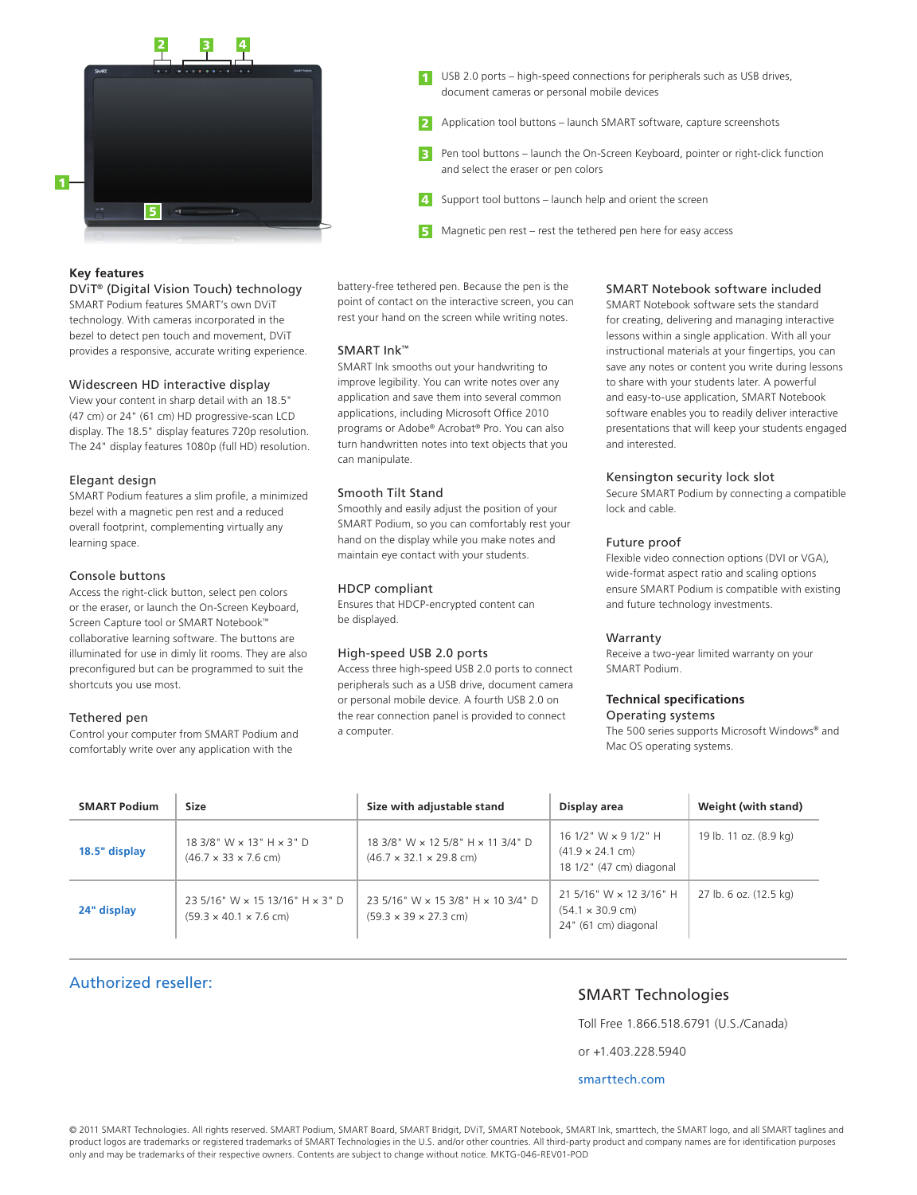1 USB 2.0 ports – high-speed connections for peripherals such as USB drives, document cameras or personal mobile devices

2 Application tool buttons – launch SMART software, capture screenshots

3 Pen tool buttons – launch the On-Screen Keyboard, pointer or right-click function and select the eraser or pen colors

4 Support tool buttons – launch help and orient the screen

5 Magnetic pen rest – rest the tethered pen here for easy access

## Key features

### DViT® (Digital Vision Touch) technology

SMART Podium features SMART's own DViT technology. With cameras incorporated in the bezel to detect pen touch and movement, DViT provides a responsive, accurate writing experience.

### Widescreen HD interactive display

View your content in sharp detail with an 18.5" (47 cm) or 24" (61 cm) HD progressive-scan LCD display. The 18.5" display features 720p resolution. The 24" display features 1080p (full HD) resolution.

### Elegant design

SMART Podium features a slim profile, a minimized bezel with a magnetic pen rest and a reduced overall footprint, complementing virtually any learning space.

### Console buttons

Access the right-click button, select pen colors or the eraser, or launch the On-Screen Keyboard, Screen Capture tool or SMART Notebook™ collaborative learning software. The buttons are illuminated for use in dimly lit rooms. They are also preconfigured but can be programmed to suit the shortcuts you use most.

### Tethered pen

Control your computer from SMART Podium and comfortably write over any application with the battery-free tethered pen. Because the pen is the point of contact on the interactive screen, you can rest your hand on the screen while writing notes.

### SMART Ink™

SMART Ink smooths out your handwriting to improve legibility. You can write notes over any application and save them into several common applications, including Microsoft Office 2010 programs or Adobe® Acrobat® Pro. You can also turn handwritten notes into text objects that you can manipulate.

### Smooth Tilt Stand

Smoothly and easily adjust the position of your SMART Podium, so you can comfortably rest your hand on the display while you make notes and maintain eye contact with your students.

### HDCP compliant

Ensures that HDCP-encrypted content can be displayed.

### High-speed USB 2.0 ports

Access three high-speed USB 2.0 ports to connect peripherals such as a USB drive, document camera or personal mobile device. A fourth USB 2.0 on the rear connection panel is provided to connect a computer.

### SMART Notebook software included

SMART Notebook software sets the standard for creating, delivering and managing interactive lessons within a single application. With all your instructional materials at your fingertips, you can save any notes or content you write during lessons to share with your students later. A powerful and easy-to-use application, SMART Notebook software enables you to readily deliver interactive presentations that will keep your students engaged and interested.

### Kensington security lock slot

Secure SMART Podium by connecting a compatible lock and cable.

### Future proof

Flexible video connection options (DVI or VGA), wide-format aspect ratio and scaling options ensure SMART Podium is compatible with existing and future technology investments.

### Warranty

Receive a two-year limited warranty on your SMART Podium.

## Technical specifications

### Operating systems

The 500 series supports Microsoft Windows® and Mac OS operating systems.

| SMART Podium | Size | Size with adjustable stand | Display area | Weight (with stand) |
|---|---|---|---|---|
| **18.5" display** | 18 3/8" W × 13" H × 3" D (46.7 × 33 × 7.6 cm) | 18 3/8" W × 12 5/8" H × 11 3/4" D (46.7 × 32.1 × 29.8 cm) | 16 1/2" W × 9 1/2" H (41.9 × 24.1 cm) 18 1/2" (47 cm) diagonal | 19 lb. 11 oz. (8.9 kg) |
| **24" display** | 23 5/16" W × 15 13/16" H × 3" D (59.3 × 40.1 × 7.6 cm) | 23 5/16" W × 15 3/8" H × 10 3/4" D (59.3 × 39 × 27.3 cm) | 21 5/16" W × 12 3/16" H (54.1 × 30.9 cm) 24" (61 cm) diagonal | 27 lb. 6 oz. (12.5 kg) |

Authorized reseller:

SMART Technologies

Toll Free 1.866.518.6791 (U.S./Canada)

or +1.403.228.5940

smarttech.com

© 2011 SMART Technologies. All rights reserved. SMART Podium, SMART Board, SMART Bridgit, DViT, SMART Notebook, SMART Ink, smarttech, the SMART logo, and all SMART taglines and product logos are trademarks or registered trademarks of SMART Technologies in the U.S. and/or other countries. All third-party product and company names are for identification purposes only and may be trademarks of their respective owners. Contents are subject to change without notice. MKTG-046-REV01-POD